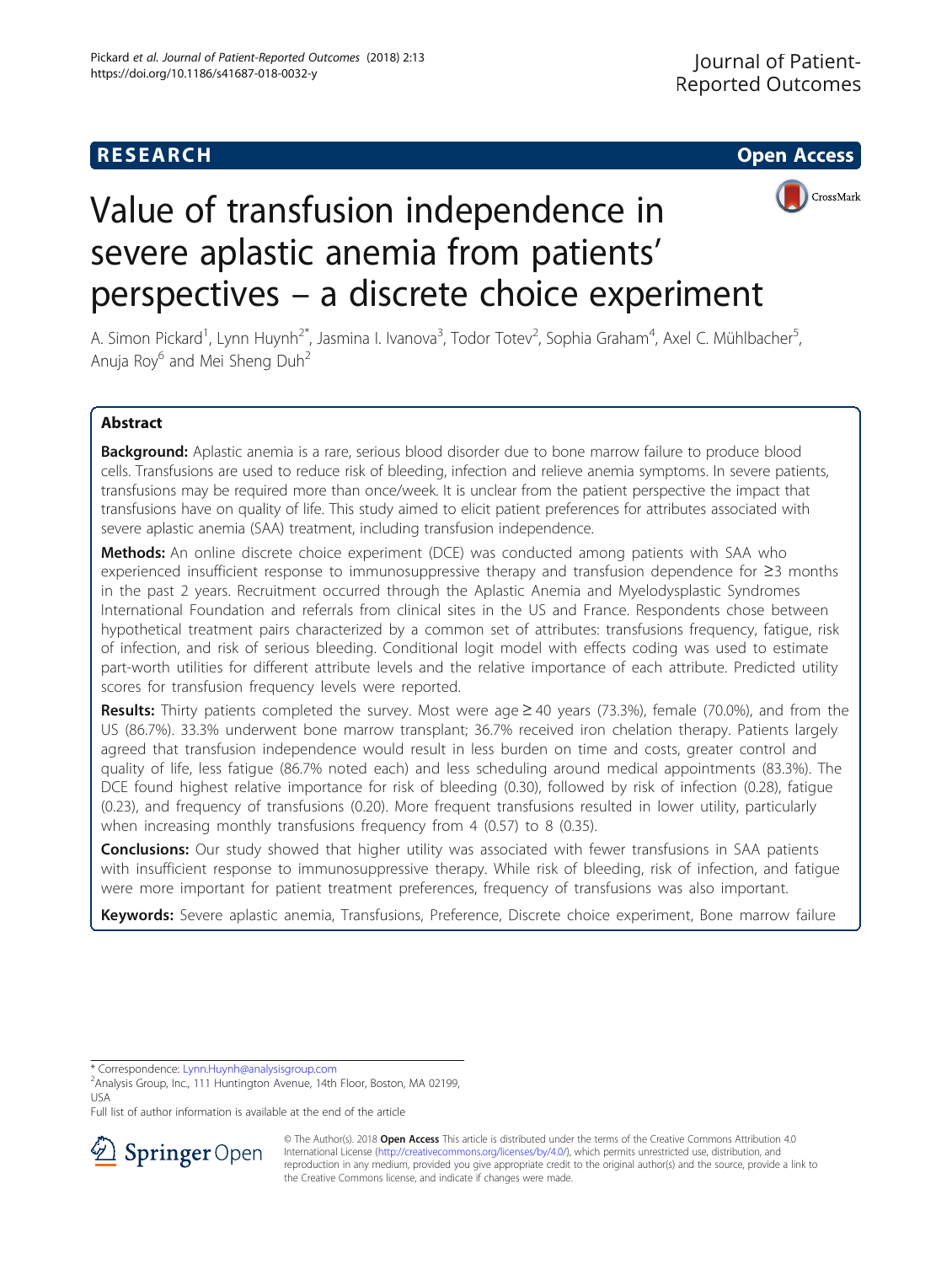RESEARCH

Open Access

# Value of transfusion independence in severe aplastic anemia from patients' perspectives – a discrete choice experiment

A. Simon Pickard[1], Lynn Huynh[2*], Jasmina I. Ivanova[3], Todor Totev[2], Sophia Graham[4], Axel C. Mühlbacher[5], Anuja Roy[6] and Mei Sheng Duh[2]

## Abstract

**Background:** Aplastic anemia is a rare, serious blood disorder due to bone marrow failure to produce blood cells. Transfusions are used to reduce risk of bleeding, infection and relieve anemia symptoms. In severe patients, transfusions may be required more than once/week. It is unclear from the patient perspective the impact that transfusions have on quality of life. This study aimed to elicit patient preferences for attributes associated with severe aplastic anemia (SAA) treatment, including transfusion independence.

**Methods:** An online discrete choice experiment (DCE) was conducted among patients with SAA who experienced insufficient response to immunosuppressive therapy and transfusion dependence for ≥3 months in the past 2 years. Recruitment occurred through the Aplastic Anemia and Myelodysplastic Syndromes International Foundation and referrals from clinical sites in the US and France. Respondents chose between hypothetical treatment pairs characterized by a common set of attributes: transfusions frequency, fatigue, risk of infection, and risk of serious bleeding. Conditional logit model with effects coding was used to estimate part-worth utilities for different attribute levels and the relative importance of each attribute. Predicted utility scores for transfusion frequency levels were reported.

**Results:** Thirty patients completed the survey. Most were age ≥ 40 years (73.3%), female (70.0%), and from the US (86.7%). 33.3% underwent bone marrow transplant; 36.7% received iron chelation therapy. Patients largely agreed that transfusion independence would result in less burden on time and costs, greater control and quality of life, less fatigue (86.7% noted each) and less scheduling around medical appointments (83.3%). The DCE found highest relative importance for risk of bleeding (0.30), followed by risk of infection (0.28), fatigue (0.23), and frequency of transfusions (0.20). More frequent transfusions resulted in lower utility, particularly when increasing monthly transfusions frequency from 4 (0.57) to 8 (0.35).

**Conclusions:** Our study showed that higher utility was associated with fewer transfusions in SAA patients with insufficient response to immunosuppressive therapy. While risk of bleeding, risk of infection, and fatigue were more important for patient treatment preferences, frequency of transfusions was also important.

**Keywords:** Severe aplastic anemia, Transfusions, Preference, Discrete choice experiment, Bone marrow failure

\* Correspondence: Lynn.Huynh@analysisgroup.com
[2]Analysis Group, Inc., 111 Huntington Avenue, 14th Floor, Boston, MA 02199, USA
Full list of author information is available at the end of the article

© The Author(s). 2018 **Open Access** This article is distributed under the terms of the Creative Commons Attribution 4.0 International License (http://creativecommons.org/licenses/by/4.0/), which permits unrestricted use, distribution, and reproduction in any medium, provided you give appropriate credit to the original author(s) and the source, provide a link to the Creative Commons license, and indicate if changes were made.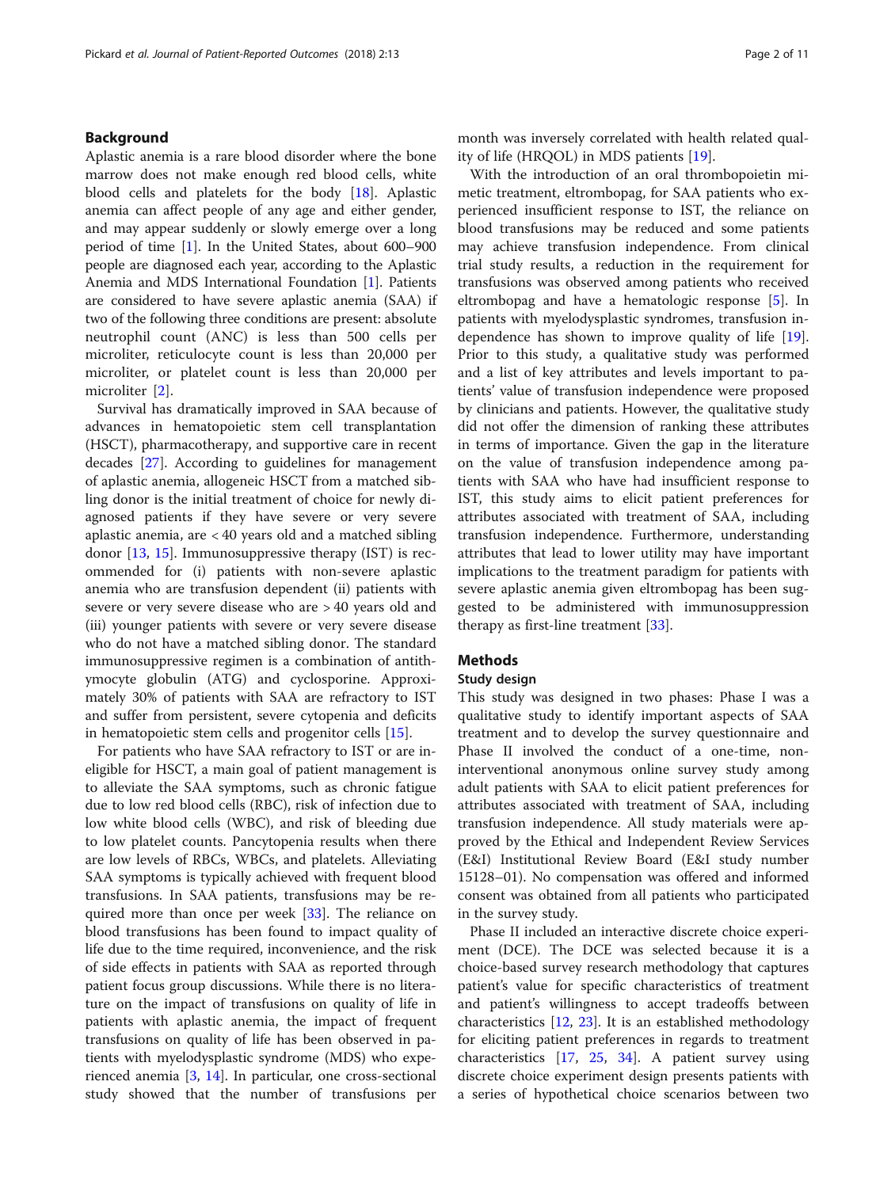## Background

Aplastic anemia is a rare blood disorder where the bone marrow does not make enough red blood cells, white blood cells and platelets for the body [18]. Aplastic anemia can affect people of any age and either gender, and may appear suddenly or slowly emerge over a long period of time [1]. In the United States, about 600–900 people are diagnosed each year, according to the Aplastic Anemia and MDS International Foundation [1]. Patients are considered to have severe aplastic anemia (SAA) if two of the following three conditions are present: absolute neutrophil count (ANC) is less than 500 cells per microliter, reticulocyte count is less than 20,000 per microliter, or platelet count is less than 20,000 per microliter [2].

Survival has dramatically improved in SAA because of advances in hematopoietic stem cell transplantation (HSCT), pharmacotherapy, and supportive care in recent decades [27]. According to guidelines for management of aplastic anemia, allogeneic HSCT from a matched sibling donor is the initial treatment of choice for newly diagnosed patients if they have severe or very severe aplastic anemia, are < 40 years old and a matched sibling donor [13, 15]. Immunosuppressive therapy (IST) is recommended for (i) patients with non-severe aplastic anemia who are transfusion dependent (ii) patients with severe or very severe disease who are > 40 years old and (iii) younger patients with severe or very severe disease who do not have a matched sibling donor. The standard immunosuppressive regimen is a combination of antithymocyte globulin (ATG) and cyclosporine. Approximately 30% of patients with SAA are refractory to IST and suffer from persistent, severe cytopenia and deficits in hematopoietic stem cells and progenitor cells [15].

For patients who have SAA refractory to IST or are ineligible for HSCT, a main goal of patient management is to alleviate the SAA symptoms, such as chronic fatigue due to low red blood cells (RBC), risk of infection due to low white blood cells (WBC), and risk of bleeding due to low platelet counts. Pancytopenia results when there are low levels of RBCs, WBCs, and platelets. Alleviating SAA symptoms is typically achieved with frequent blood transfusions. In SAA patients, transfusions may be required more than once per week [33]. The reliance on blood transfusions has been found to impact quality of life due to the time required, inconvenience, and the risk of side effects in patients with SAA as reported through patient focus group discussions. While there is no literature on the impact of transfusions on quality of life in patients with aplastic anemia, the impact of frequent transfusions on quality of life has been observed in patients with myelodysplastic syndrome (MDS) who experienced anemia [3, 14]. In particular, one cross-sectional study showed that the number of transfusions per month was inversely correlated with health related quality of life (HRQOL) in MDS patients [19].

With the introduction of an oral thrombopoietin mimetic treatment, eltrombopag, for SAA patients who experienced insufficient response to IST, the reliance on blood transfusions may be reduced and some patients may achieve transfusion independence. From clinical trial study results, a reduction in the requirement for transfusions was observed among patients who received eltrombopag and have a hematologic response [5]. In patients with myelodysplastic syndromes, transfusion independence has shown to improve quality of life [19]. Prior to this study, a qualitative study was performed and a list of key attributes and levels important to patients' value of transfusion independence were proposed by clinicians and patients. However, the qualitative study did not offer the dimension of ranking these attributes in terms of importance. Given the gap in the literature on the value of transfusion independence among patients with SAA who have had insufficient response to IST, this study aims to elicit patient preferences for attributes associated with treatment of SAA, including transfusion independence. Furthermore, understanding attributes that lead to lower utility may have important implications to the treatment paradigm for patients with severe aplastic anemia given eltrombopag has been suggested to be administered with immunosuppression therapy as first-line treatment [33].

## Methods

### Study design

This study was designed in two phases: Phase I was a qualitative study to identify important aspects of SAA treatment and to develop the survey questionnaire and Phase II involved the conduct of a one-time, non-interventional anonymous online survey study among adult patients with SAA to elicit patient preferences for attributes associated with treatment of SAA, including transfusion independence. All study materials were approved by the Ethical and Independent Review Services (E&I) Institutional Review Board (E&I study number 15128–01). No compensation was offered and informed consent was obtained from all patients who participated in the survey study.

Phase II included an interactive discrete choice experiment (DCE). The DCE was selected because it is a choice-based survey research methodology that captures patient's value for specific characteristics of treatment and patient's willingness to accept tradeoffs between characteristics [12, 23]. It is an established methodology for eliciting patient preferences in regards to treatment characteristics [17, 25, 34]. A patient survey using discrete choice experiment design presents patients with a series of hypothetical choice scenarios between two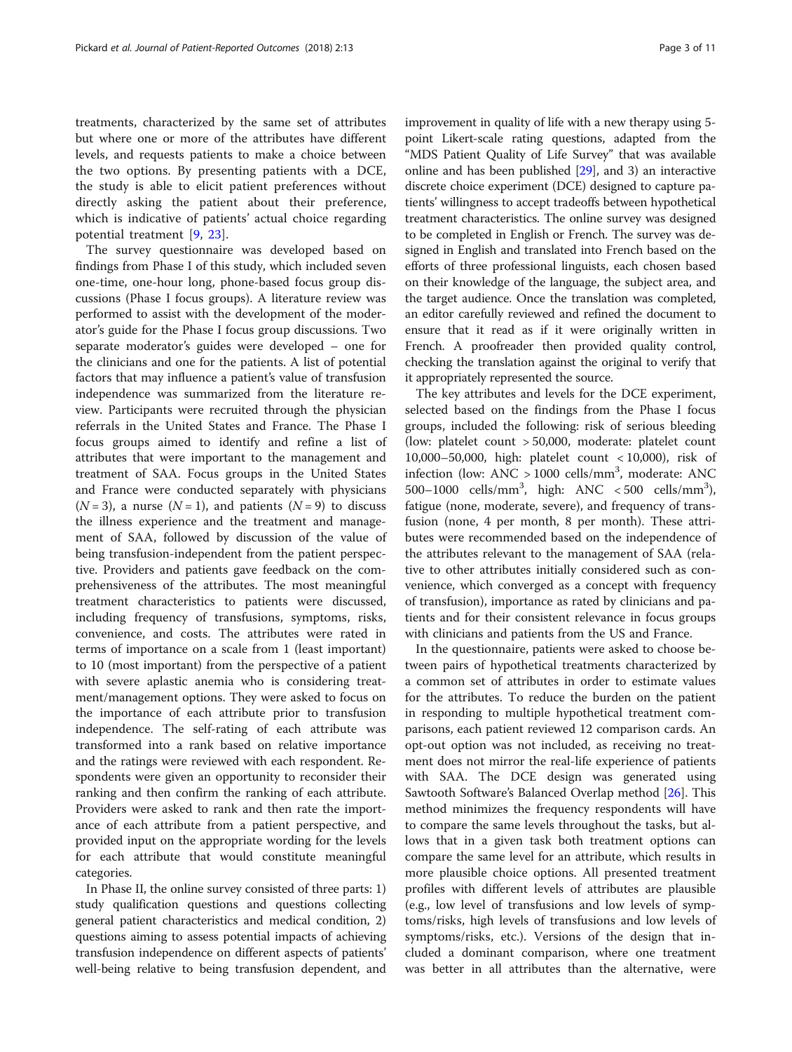treatments, characterized by the same set of attributes but where one or more of the attributes have different levels, and requests patients to make a choice between the two options. By presenting patients with a DCE, the study is able to elicit patient preferences without directly asking the patient about their preference, which is indicative of patients' actual choice regarding potential treatment [9, 23].

The survey questionnaire was developed based on findings from Phase I of this study, which included seven one-time, one-hour long, phone-based focus group discussions (Phase I focus groups). A literature review was performed to assist with the development of the moderator's guide for the Phase I focus group discussions. Two separate moderator's guides were developed – one for the clinicians and one for the patients. A list of potential factors that may influence a patient's value of transfusion independence was summarized from the literature review. Participants were recruited through the physician referrals in the United States and France. The Phase I focus groups aimed to identify and refine a list of attributes that were important to the management and treatment of SAA. Focus groups in the United States and France were conducted separately with physicians ($N = 3$), a nurse ($N = 1$), and patients ($N = 9$) to discuss the illness experience and the treatment and management of SAA, followed by discussion of the value of being transfusion-independent from the patient perspective. Providers and patients gave feedback on the comprehensiveness of the attributes. The most meaningful treatment characteristics to patients were discussed, including frequency of transfusions, symptoms, risks, convenience, and costs. The attributes were rated in terms of importance on a scale from 1 (least important) to 10 (most important) from the perspective of a patient with severe aplastic anemia who is considering treatment/management options. They were asked to focus on the importance of each attribute prior to transfusion independence. The self-rating of each attribute was transformed into a rank based on relative importance and the ratings were reviewed with each respondent. Respondents were given an opportunity to reconsider their ranking and then confirm the ranking of each attribute. Providers were asked to rank and then rate the importance of each attribute from a patient perspective, and provided input on the appropriate wording for the levels for each attribute that would constitute meaningful categories.

In Phase II, the online survey consisted of three parts: 1) study qualification questions and questions collecting general patient characteristics and medical condition, 2) questions aiming to assess potential impacts of achieving transfusion independence on different aspects of patients' well-being relative to being transfusion dependent, and improvement in quality of life with a new therapy using 5-point Likert-scale rating questions, adapted from the "MDS Patient Quality of Life Survey" that was available online and has been published [29], and 3) an interactive discrete choice experiment (DCE) designed to capture patients' willingness to accept tradeoffs between hypothetical treatment characteristics. The online survey was designed to be completed in English or French. The survey was designed in English and translated into French based on the efforts of three professional linguists, each chosen based on their knowledge of the language, the subject area, and the target audience. Once the translation was completed, an editor carefully reviewed and refined the document to ensure that it read as if it were originally written in French. A proofreader then provided quality control, checking the translation against the original to verify that it appropriately represented the source.

The key attributes and levels for the DCE experiment, selected based on the findings from the Phase I focus groups, included the following: risk of serious bleeding (low: platelet count > 50,000, moderate: platelet count 10,000–50,000, high: platelet count < 10,000), risk of infection (low: ANC > 1000 cells/mm$^3$, moderate: ANC 500–1000 cells/mm$^3$, high: ANC < 500 cells/mm$^3$), fatigue (none, moderate, severe), and frequency of transfusion (none, 4 per month, 8 per month). These attributes were recommended based on the independence of the attributes relevant to the management of SAA (relative to other attributes initially considered such as convenience, which converged as a concept with frequency of transfusion), importance as rated by clinicians and patients and for their consistent relevance in focus groups with clinicians and patients from the US and France.

In the questionnaire, patients were asked to choose between pairs of hypothetical treatments characterized by a common set of attributes in order to estimate values for the attributes. To reduce the burden on the patient in responding to multiple hypothetical treatment comparisons, each patient reviewed 12 comparison cards. An opt-out option was not included, as receiving no treatment does not mirror the real-life experience of patients with SAA. The DCE design was generated using Sawtooth Software's Balanced Overlap method [26]. This method minimizes the frequency respondents will have to compare the same levels throughout the tasks, but allows that in a given task both treatment options can compare the same level for an attribute, which results in more plausible choice options. All presented treatment profiles with different levels of attributes are plausible (e.g., low level of transfusions and low levels of symptoms/risks, high levels of transfusions and low levels of symptoms/risks, etc.). Versions of the design that included a dominant comparison, where one treatment was better in all attributes than the alternative, were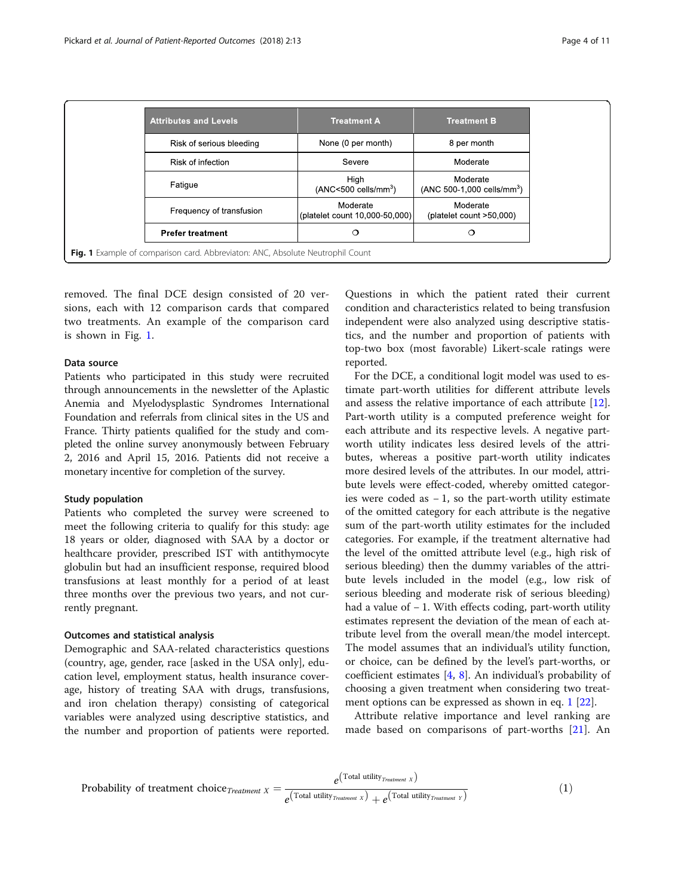| Attributes and Levels | Treatment A | Treatment B |
|---|---|---|
| Risk of serious bleeding | None (0 per month) | 8 per month |
| Risk of infection | Severe | Moderate |
| Fatigue | High (ANC<500 cells/mm$^3$) | Moderate (ANC 500-1,000 cells/mm$^3$) |
| Frequency of transfusion | Moderate (platelet count 10,000-50,000) | Moderate (platelet count >50,000) |
| **Prefer treatment** | ❍ | ❍ |

**Fig. 1** Example of comparison card. Abbreviaton: ANC, Absolute Neutrophil Count

removed. The final DCE design consisted of 20 versions, each with 12 comparison cards that compared two treatments. An example of the comparison card is shown in Fig. 1.

### Data source

Patients who participated in this study were recruited through announcements in the newsletter of the Aplastic Anemia and Myelodysplastic Syndromes International Foundation and referrals from clinical sites in the US and France. Thirty patients qualified for the study and completed the online survey anonymously between February 2, 2016 and April 15, 2016. Patients did not receive a monetary incentive for completion of the survey.

### Study population

Patients who completed the survey were screened to meet the following criteria to qualify for this study: age 18 years or older, diagnosed with SAA by a doctor or healthcare provider, prescribed IST with antithymocyte globulin but had an insufficient response, required blood transfusions at least monthly for a period of at least three months over the previous two years, and not currently pregnant.

### Outcomes and statistical analysis

Demographic and SAA-related characteristics questions (country, age, gender, race [asked in the USA only], education level, employment status, health insurance coverage, history of treating SAA with drugs, transfusions, and iron chelation therapy) consisting of categorical variables were analyzed using descriptive statistics, and the number and proportion of patients were reported. Questions in which the patient rated their current condition and characteristics related to being transfusion independent were also analyzed using descriptive statistics, and the number and proportion of patients with top-two box (most favorable) Likert-scale ratings were reported.

For the DCE, a conditional logit model was used to estimate part-worth utilities for different attribute levels and assess the relative importance of each attribute [12]. Part-worth utility is a computed preference weight for each attribute and its respective levels. A negative part-worth utility indicates less desired levels of the attributes, whereas a positive part-worth utility indicates more desired levels of the attributes. In our model, attribute levels were effect-coded, whereby omitted categories were coded as − 1, so the part-worth utility estimate of the omitted category for each attribute is the negative sum of the part-worth utility estimates for the included categories. For example, if the treatment alternative had the level of the omitted attribute level (e.g., high risk of serious bleeding) then the dummy variables of the attribute levels included in the model (e.g., low risk of serious bleeding and moderate risk of serious bleeding) had a value of − 1. With effects coding, part-worth utility estimates represent the deviation of the mean of each attribute level from the overall mean/the model intercept. The model assumes that an individual's utility function, or choice, can be defined by the level's part-worths, or coefficient estimates [4, 8]. An individual's probability of choosing a given treatment when considering two treatment options can be expressed as shown in eq. 1 [22].

Attribute relative importance and level ranking are made based on comparisons of part-worths [21]. An

$$\text{Probability of treatment choice}_{Treatment\ X} = \frac{e^{\left(\text{Total utility}_{Treatment\ X}\right)}}{e^{\left(\text{Total utility}_{Treatment\ X}\right)} + e^{\left(\text{Total utility}_{Treatment\ Y}\right)}} \qquad (1)$$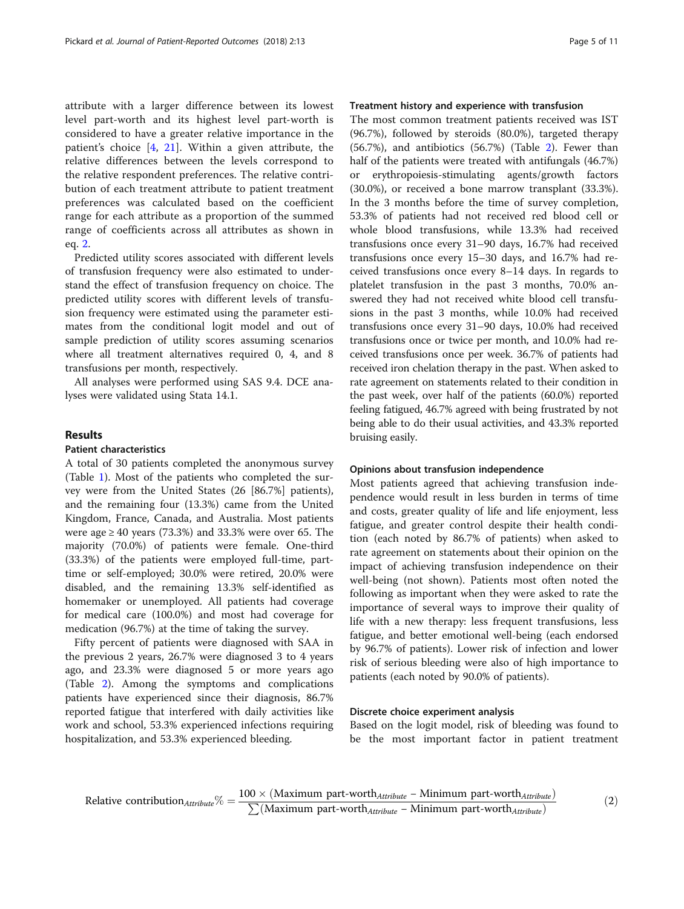attribute with a larger difference between its lowest level part-worth and its highest level part-worth is considered to have a greater relative importance in the patient's choice [4, 21]. Within a given attribute, the relative differences between the levels correspond to the relative respondent preferences. The relative contribution of each treatment attribute to patient treatment preferences was calculated based on the coefficient range for each attribute as a proportion of the summed range of coefficients across all attributes as shown in eq. 2.

Predicted utility scores associated with different levels of transfusion frequency were also estimated to understand the effect of transfusion frequency on choice. The predicted utility scores with different levels of transfusion frequency were estimated using the parameter estimates from the conditional logit model and out of sample prediction of utility scores assuming scenarios where all treatment alternatives required 0, 4, and 8 transfusions per month, respectively.

All analyses were performed using SAS 9.4. DCE analyses were validated using Stata 14.1.

## Results

### Patient characteristics

A total of 30 patients completed the anonymous survey (Table 1). Most of the patients who completed the survey were from the United States (26 [86.7%] patients), and the remaining four (13.3%) came from the United Kingdom, France, Canada, and Australia. Most patients were age ≥ 40 years (73.3%) and 33.3% were over 65. The majority (70.0%) of patients were female. One-third (33.3%) of the patients were employed full-time, part-time or self-employed; 30.0% were retired, 20.0% were disabled, and the remaining 13.3% self-identified as homemaker or unemployed. All patients had coverage for medical care (100.0%) and most had coverage for medication (96.7%) at the time of taking the survey.

Fifty percent of patients were diagnosed with SAA in the previous 2 years, 26.7% were diagnosed 3 to 4 years ago, and 23.3% were diagnosed 5 or more years ago (Table 2). Among the symptoms and complications patients have experienced since their diagnosis, 86.7% reported fatigue that interfered with daily activities like work and school, 53.3% experienced infections requiring hospitalization, and 53.3% experienced bleeding.

### Treatment history and experience with transfusion

The most common treatment patients received was IST (96.7%), followed by steroids (80.0%), targeted therapy (56.7%), and antibiotics (56.7%) (Table 2). Fewer than half of the patients were treated with antifungals (46.7%) or erythropoiesis-stimulating agents/growth factors (30.0%), or received a bone marrow transplant (33.3%). In the 3 months before the time of survey completion, 53.3% of patients had not received red blood cell or whole blood transfusions, while 13.3% had received transfusions once every 31–90 days, 16.7% had received transfusions once every 15–30 days, and 16.7% had received transfusions once every 8–14 days. In regards to platelet transfusion in the past 3 months, 70.0% answered they had not received white blood cell transfusions in the past 3 months, while 10.0% had received transfusions once every 31–90 days, 10.0% had received transfusions once or twice per month, and 10.0% had received transfusions once per week. 36.7% of patients had received iron chelation therapy in the past. When asked to rate agreement on statements related to their condition in the past week, over half of the patients (60.0%) reported feeling fatigued, 46.7% agreed with being frustrated by not being able to do their usual activities, and 43.3% reported bruising easily.

### Opinions about transfusion independence

Most patients agreed that achieving transfusion independence would result in less burden in terms of time and costs, greater quality of life and life enjoyment, less fatigue, and greater control despite their health condition (each noted by 86.7% of patients) when asked to rate agreement on statements about their opinion on the impact of achieving transfusion independence on their well-being (not shown). Patients most often noted the following as important when they were asked to rate the importance of several ways to improve their quality of life with a new therapy: less frequent transfusions, less fatigue, and better emotional well-being (each endorsed by 96.7% of patients). Lower risk of infection and lower risk of serious bleeding were also of high importance to patients (each noted by 90.0% of patients).

### Discrete choice experiment analysis

Based on the logit model, risk of bleeding was found to be the most important factor in patient treatment

$$\text{Relative contribution}_{Attribute}\% = \frac{100 \times (\text{Maximum part-worth}_{Attribute} - \text{Minimum part-worth}_{Attribute})}{\sum(\text{Maximum part-worth}_{Attribute} - \text{Minimum part-worth}_{Attribute})} \quad (2)$$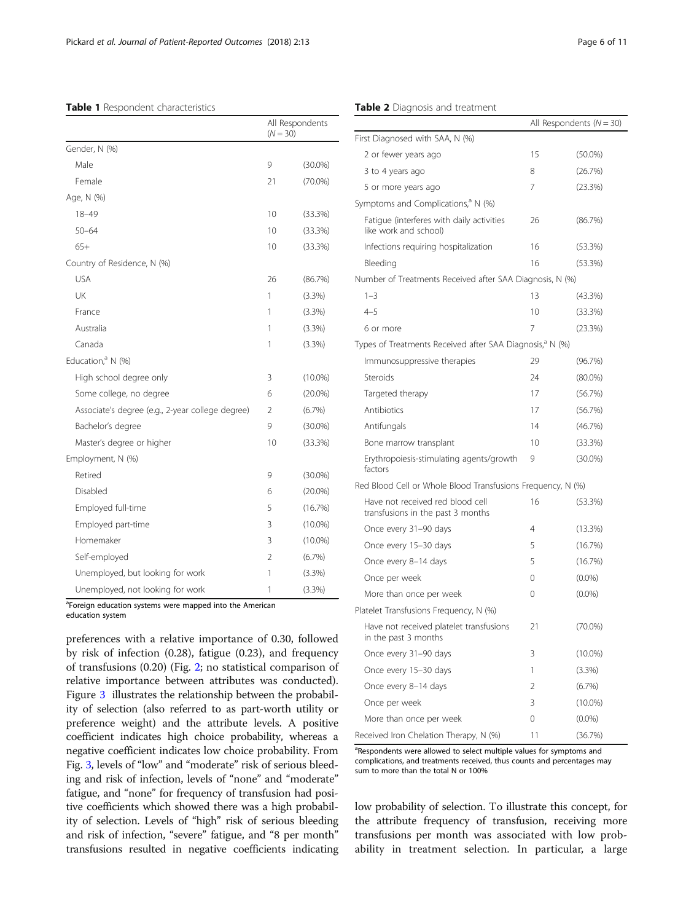**Table 1** Respondent characteristics

| | All Respondents ($N = 30$) | |
|---|---|---|
| Gender, N (%) | | |
| Male | 9 | (30.0%) |
| Female | 21 | (70.0%) |
| Age, N (%) | | |
| 18–49 | 10 | (33.3%) |
| 50–64 | 10 | (33.3%) |
| 65+ | 10 | (33.3%) |
| Country of Residence, N (%) | | |
| USA | 26 | (86.7%) |
| UK | 1 | (3.3%) |
| France | 1 | (3.3%) |
| Australia | 1 | (3.3%) |
| Canada | 1 | (3.3%) |
| Education,[a] N (%) | | |
| High school degree only | 3 | (10.0%) |
| Some college, no degree | 6 | (20.0%) |
| Associate's degree (e.g., 2-year college degree) | 2 | (6.7%) |
| Bachelor's degree | 9 | (30.0%) |
| Master's degree or higher | 10 | (33.3%) |
| Employment, N (%) | | |
| Retired | 9 | (30.0%) |
| Disabled | 6 | (20.0%) |
| Employed full-time | 5 | (16.7%) |
| Employed part-time | 3 | (10.0%) |
| Homemaker | 3 | (10.0%) |
| Self-employed | 2 | (6.7%) |
| Unemployed, but looking for work | 1 | (3.3%) |
| Unemployed, not looking for work | 1 | (3.3%) |

[a]Foreign education systems were mapped into the American education system

**Table 2** Diagnosis and treatment

| | All Respondents ($N = 30$) | |
|---|---|---|
| First Diagnosed with SAA, N (%) | | |
| 2 or fewer years ago | 15 | (50.0%) |
| 3 to 4 years ago | 8 | (26.7%) |
| 5 or more years ago | 7 | (23.3%) |
| Symptoms and Complications,[a] N (%) | | |
| Fatigue (interferes with daily activities like work and school) | 26 | (86.7%) |
| Infections requiring hospitalization | 16 | (53.3%) |
| Bleeding | 16 | (53.3%) |
| Number of Treatments Received after SAA Diagnosis, N (%) | | |
| 1–3 | 13 | (43.3%) |
| 4–5 | 10 | (33.3%) |
| 6 or more | 7 | (23.3%) |
| Types of Treatments Received after SAA Diagnosis,[a] N (%) | | |
| Immunosuppressive therapies | 29 | (96.7%) |
| Steroids | 24 | (80.0%) |
| Targeted therapy | 17 | (56.7%) |
| Antibiotics | 17 | (56.7%) |
| Antifungals | 14 | (46.7%) |
| Bone marrow transplant | 10 | (33.3%) |
| Erythropoiesis-stimulating agents/growth factors | 9 | (30.0%) |
| Red Blood Cell or Whole Blood Transfusions Frequency, N (%) | | |
| Have not received red blood cell transfusions in the past 3 months | 16 | (53.3%) |
| Once every 31–90 days | 4 | (13.3%) |
| Once every 15–30 days | 5 | (16.7%) |
| Once every 8–14 days | 5 | (16.7%) |
| Once per week | 0 | (0.0%) |
| More than once per week | 0 | (0.0%) |
| Platelet Transfusions Frequency, N (%) | | |
| Have not received platelet transfusions in the past 3 months | 21 | (70.0%) |
| Once every 31–90 days | 3 | (10.0%) |
| Once every 15–30 days | 1 | (3.3%) |
| Once every 8–14 days | 2 | (6.7%) |
| Once per week | 3 | (10.0%) |
| More than once per week | 0 | (0.0%) |
| Received Iron Chelation Therapy, N (%) | 11 | (36.7%) |

[a]Respondents were allowed to select multiple values for symptoms and complications, and treatments received, thus counts and percentages may sum to more than the total N or 100%

preferences with a relative importance of 0.30, followed by risk of infection (0.28), fatigue (0.23), and frequency of transfusions (0.20) (Fig. 2; no statistical comparison of relative importance between attributes was conducted). Figure 3 illustrates the relationship between the probability of selection (also referred to as part-worth utility or preference weight) and the attribute levels. A positive coefficient indicates high choice probability, whereas a negative coefficient indicates low choice probability. From Fig. 3, levels of "low" and "moderate" risk of serious bleeding and risk of infection, levels of "none" and "moderate" fatigue, and "none" for frequency of transfusion had positive coefficients which showed there was a high probability of selection. Levels of "high" risk of serious bleeding and risk of infection, "severe" fatigue, and "8 per month" transfusions resulted in negative coefficients indicating low probability of selection. To illustrate this concept, for the attribute frequency of transfusion, receiving more transfusions per month was associated with low probability in treatment selection. In particular, a large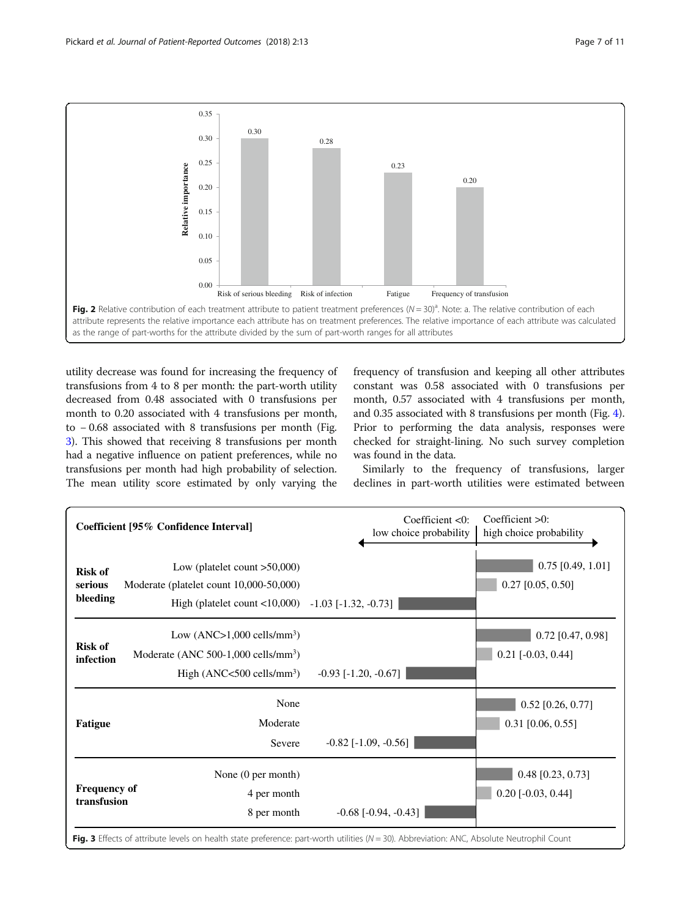Fig. 2 Relative contribution of each treatment attribute to patient treatment preferences ($N = 30$)[a]. Note: a. The relative contribution of each attribute represents the relative importance each attribute has on treatment preferences. The relative importance of each attribute was calculated as the range of part-worths for the attribute divided by the sum of part-worth ranges for all attributes

| Attribute | Relative importance |
| --- | --- |
| Risk of serious bleeding | 0.30 |
| Risk of infection | 0.28 |
| Fatigue | 0.23 |
| Frequency of transfusion | 0.20 |

utility decrease was found for increasing the frequency of transfusions from 4 to 8 per month: the part-worth utility decreased from 0.48 associated with 0 transfusions per month to 0.20 associated with 4 transfusions per month, to − 0.68 associated with 8 transfusions per month (Fig. 3). This showed that receiving 8 transfusions per month had a negative influence on patient preferences, while no transfusions per month had high probability of selection. The mean utility score estimated by only varying the frequency of transfusion and keeping all other attributes constant was 0.58 associated with 0 transfusions per month, 0.57 associated with 4 transfusions per month, and 0.35 associated with 8 transfusions per month (Fig. 4). Prior to performing the data analysis, responses were checked for straight-lining. No such survey completion was found in the data.

Similarly to the frequency of transfusions, larger declines in part-worth utilities were estimated between

| Attribute | Level | Coefficient [95% Confidence Interval] |
| --- | --- | --- |
| Risk of serious bleeding | Low (platelet count >50,000) | 0.75 [0.49, 1.01] |
| | Moderate (platelet count 10,000-50,000) | 0.27 [0.05, 0.50] |
| | High (platelet count <10,000) | -1.03 [-1.32, -0.73] |
| Risk of infection | Low (ANC>1,000 cells/mm$^3$) | 0.72 [0.47, 0.98] |
| | Moderate (ANC 500-1,000 cells/mm$^3$) | 0.21 [-0.03, 0.44] |
| | High (ANC<500 cells/mm$^3$) | -0.93 [-1.20, -0.67] |
| Fatigue | None | 0.52 [0.26, 0.77] |
| | Moderate | 0.31 [0.06, 0.55] |
| | Severe | -0.82 [-1.09, -0.56] |
| Frequency of transfusion | None (0 per month) | 0.48 [0.23, 0.73] |
| | 4 per month | 0.20 [-0.03, 0.44] |
| | 8 per month | -0.68 [-0.94, -0.43] |

Coefficient <0: low choice probability; Coefficient >0: high choice probability

Fig. 3 Effects of attribute levels on health state preference: part-worth utilities ($N = 30$). Abbreviation: ANC, Absolute Neutrophil Count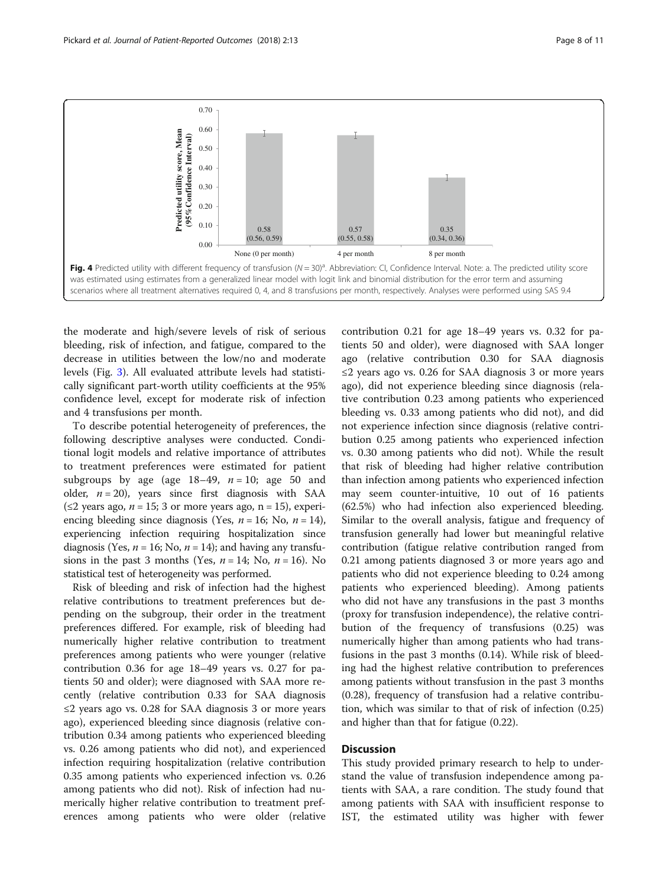**Fig. 4** Predicted utility with different frequency of transfusion ($N = 30$)[a]. Abbreviation: CI, Confidence Interval. Note: a. The predicted utility score was estimated using estimates from a generalized linear model with logit link and binomial distribution for the error term and assuming scenarios where all treatment alternatives required 0, 4, and 8 transfusions per month, respectively. Analyses were performed using SAS 9.4

the moderate and high/severe levels of risk of serious bleeding, risk of infection, and fatigue, compared to the decrease in utilities between the low/no and moderate levels (Fig. 3). All evaluated attribute levels had statistically significant part-worth utility coefficients at the 95% confidence level, except for moderate risk of infection and 4 transfusions per month.

To describe potential heterogeneity of preferences, the following descriptive analyses were conducted. Conditional logit models and relative importance of attributes to treatment preferences were estimated for patient subgroups by age (age 18–49, $n = 10$; age 50 and older, $n = 20$), years since first diagnosis with SAA (≤2 years ago, $n = 15$; 3 or more years ago, $n = 15$), experiencing bleeding since diagnosis (Yes, $n = 16$; No, $n = 14$), experiencing infection requiring hospitalization since diagnosis (Yes, $n = 16$; No, $n = 14$); and having any transfusions in the past 3 months (Yes, $n = 14$; No, $n = 16$). No statistical test of heterogeneity was performed.

Risk of bleeding and risk of infection had the highest relative contributions to treatment preferences but depending on the subgroup, their order in the treatment preferences differed. For example, risk of bleeding had numerically higher relative contribution to treatment preferences among patients who were younger (relative contribution 0.36 for age 18–49 years vs. 0.27 for patients 50 and older); were diagnosed with SAA more recently (relative contribution 0.33 for SAA diagnosis ≤2 years ago vs. 0.28 for SAA diagnosis 3 or more years ago), experienced bleeding since diagnosis (relative contribution 0.34 among patients who experienced bleeding vs. 0.26 among patients who did not), and experienced infection requiring hospitalization (relative contribution 0.35 among patients who experienced infection vs. 0.26 among patients who did not). Risk of infection had numerically higher relative contribution to treatment preferences among patients who were older (relative contribution 0.21 for age 18–49 years vs. 0.32 for patients 50 and older), were diagnosed with SAA longer ago (relative contribution 0.30 for SAA diagnosis ≤2 years ago vs. 0.26 for SAA diagnosis 3 or more years ago), did not experience bleeding since diagnosis (relative contribution 0.23 among patients who experienced bleeding vs. 0.33 among patients who did not), and did not experience infection since diagnosis (relative contribution 0.25 among patients who experienced infection vs. 0.30 among patients who did not). While the result that risk of bleeding had higher relative contribution than infection among patients who experienced infection may seem counter-intuitive, 10 out of 16 patients (62.5%) who had infection also experienced bleeding. Similar to the overall analysis, fatigue and frequency of transfusion generally had lower but meaningful relative contribution (fatigue relative contribution ranged from 0.21 among patients diagnosed 3 or more years ago and patients who did not experience bleeding to 0.24 among patients who experienced bleeding). Among patients who did not have any transfusions in the past 3 months (proxy for transfusion independence), the relative contribution of the frequency of transfusions (0.25) was numerically higher than among patients who had transfusions in the past 3 months (0.14). While risk of bleeding had the highest relative contribution to preferences among patients without transfusion in the past 3 months (0.28), frequency of transfusion had a relative contribution, which was similar to that of risk of infection (0.25) and higher than that for fatigue (0.22).

## Discussion

This study provided primary research to help to understand the value of transfusion independence among patients with SAA, a rare condition. The study found that among patients with SAA with insufficient response to IST, the estimated utility was higher with fewer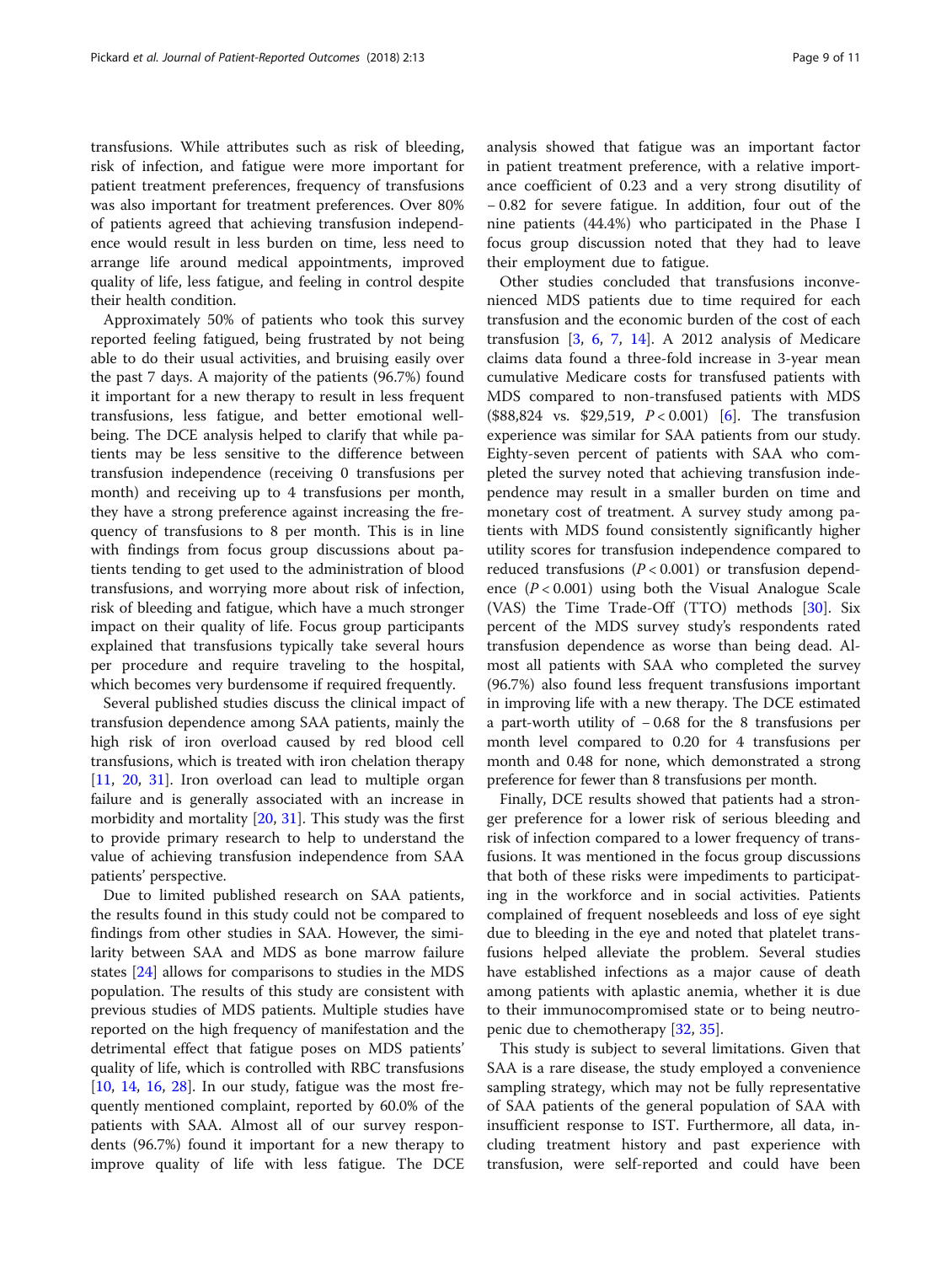transfusions. While attributes such as risk of bleeding, risk of infection, and fatigue were more important for patient treatment preferences, frequency of transfusions was also important for treatment preferences. Over 80% of patients agreed that achieving transfusion independence would result in less burden on time, less need to arrange life around medical appointments, improved quality of life, less fatigue, and feeling in control despite their health condition.

Approximately 50% of patients who took this survey reported feeling fatigued, being frustrated by not being able to do their usual activities, and bruising easily over the past 7 days. A majority of the patients (96.7%) found it important for a new therapy to result in less frequent transfusions, less fatigue, and better emotional well-being. The DCE analysis helped to clarify that while patients may be less sensitive to the difference between transfusion independence (receiving 0 transfusions per month) and receiving up to 4 transfusions per month, they have a strong preference against increasing the frequency of transfusions to 8 per month. This is in line with findings from focus group discussions about patients tending to get used to the administration of blood transfusions, and worrying more about risk of infection, risk of bleeding and fatigue, which have a much stronger impact on their quality of life. Focus group participants explained that transfusions typically take several hours per procedure and require traveling to the hospital, which becomes very burdensome if required frequently.

Several published studies discuss the clinical impact of transfusion dependence among SAA patients, mainly the high risk of iron overload caused by red blood cell transfusions, which is treated with iron chelation therapy [11, 20, 31]. Iron overload can lead to multiple organ failure and is generally associated with an increase in morbidity and mortality [20, 31]. This study was the first to provide primary research to help to understand the value of achieving transfusion independence from SAA patients' perspective.

Due to limited published research on SAA patients, the results found in this study could not be compared to findings from other studies in SAA. However, the similarity between SAA and MDS as bone marrow failure states [24] allows for comparisons to studies in the MDS population. The results of this study are consistent with previous studies of MDS patients. Multiple studies have reported on the high frequency of manifestation and the detrimental effect that fatigue poses on MDS patients' quality of life, which is controlled with RBC transfusions [10, 14, 16, 28]. In our study, fatigue was the most frequently mentioned complaint, reported by 60.0% of the patients with SAA. Almost all of our survey respondents (96.7%) found it important for a new therapy to improve quality of life with less fatigue. The DCE analysis showed that fatigue was an important factor in patient treatment preference, with a relative importance coefficient of 0.23 and a very strong disutility of − 0.82 for severe fatigue. In addition, four out of the nine patients (44.4%) who participated in the Phase I focus group discussion noted that they had to leave their employment due to fatigue.

Other studies concluded that transfusions inconvenienced MDS patients due to time required for each transfusion and the economic burden of the cost of each transfusion [3, 6, 7, 14]. A 2012 analysis of Medicare claims data found a three-fold increase in 3-year mean cumulative Medicare costs for transfused patients with MDS compared to non-transfused patients with MDS (\$88,824 vs. \$29,519, $P < 0.001$) [6]. The transfusion experience was similar for SAA patients from our study. Eighty-seven percent of patients with SAA who completed the survey noted that achieving transfusion independence may result in a smaller burden on time and monetary cost of treatment. A survey study among patients with MDS found consistently significantly higher utility scores for transfusion independence compared to reduced transfusions ($P < 0.001$) or transfusion dependence ($P < 0.001$) using both the Visual Analogue Scale (VAS) the Time Trade-Off (TTO) methods [30]. Six percent of the MDS survey study's respondents rated transfusion dependence as worse than being dead. Almost all patients with SAA who completed the survey (96.7%) also found less frequent transfusions important in improving life with a new therapy. The DCE estimated a part-worth utility of − 0.68 for the 8 transfusions per month level compared to 0.20 for 4 transfusions per month and 0.48 for none, which demonstrated a strong preference for fewer than 8 transfusions per month.

Finally, DCE results showed that patients had a stronger preference for a lower risk of serious bleeding and risk of infection compared to a lower frequency of transfusions. It was mentioned in the focus group discussions that both of these risks were impediments to participating in the workforce and in social activities. Patients complained of frequent nosebleeds and loss of eye sight due to bleeding in the eye and noted that platelet transfusions helped alleviate the problem. Several studies have established infections as a major cause of death among patients with aplastic anemia, whether it is due to their immunocompromised state or to being neutropenic due to chemotherapy [32, 35].

This study is subject to several limitations. Given that SAA is a rare disease, the study employed a convenience sampling strategy, which may not be fully representative of SAA patients of the general population of SAA with insufficient response to IST. Furthermore, all data, including treatment history and past experience with transfusion, were self-reported and could have been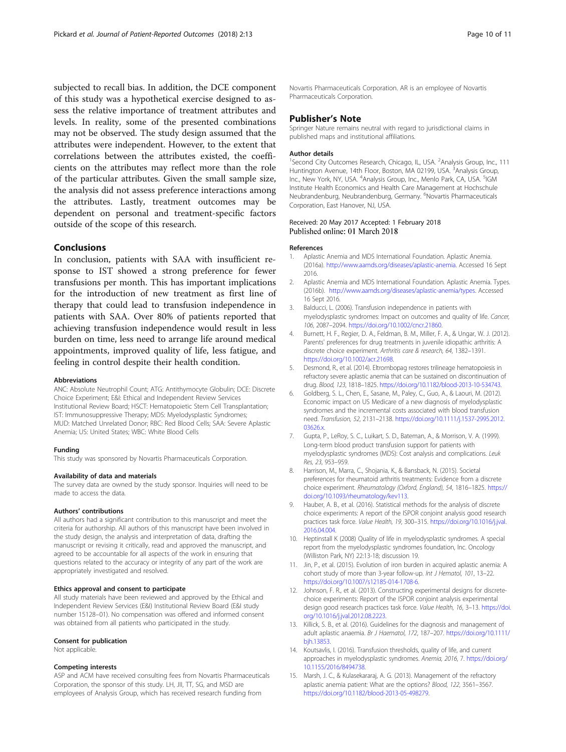subjected to recall bias. In addition, the DCE component of this study was a hypothetical exercise designed to assess the relative importance of treatment attributes and levels. In reality, some of the presented combinations may not be observed. The study design assumed that the attributes were independent. However, to the extent that correlations between the attributes existed, the coefficients on the attributes may reflect more than the role of the particular attributes. Given the small sample size, the analysis did not assess preference interactions among the attributes. Lastly, treatment outcomes may be dependent on personal and treatment-specific factors outside of the scope of this research.

## Conclusions

In conclusion, patients with SAA with insufficient response to IST showed a strong preference for fewer transfusions per month. This has important implications for the introduction of new treatment as first line of therapy that could lead to transfusion independence in patients with SAA. Over 80% of patients reported that achieving transfusion independence would result in less burden on time, less need to arrange life around medical appointments, improved quality of life, less fatigue, and feeling in control despite their health condition.

#### Abbreviations

ANC: Absolute Neutrophil Count; ATG: Antithymocyte Globulin; DCE: Discrete Choice Experiment; E&I: Ethical and Independent Review Services Institutional Review Board; HSCT: Hematopoietic Stem Cell Transplantation; IST: Immunosuppressive Therapy; MDS: Myelodysplastic Syndromes; MUD: Matched Unrelated Donor; RBC: Red Blood Cells; SAA: Severe Aplastic Anemia; US: United States; WBC: White Blood Cells

#### Funding

This study was sponsored by Novartis Pharmaceuticals Corporation.

#### Availability of data and materials

The survey data are owned by the study sponsor. Inquiries will need to be made to access the data.

#### Authors' contributions

All authors had a significant contribution to this manuscript and meet the criteria for authorship. All authors of this manuscript have been involved in the study design, the analysis and interpretation of data, drafting the manuscript or revising it critically, read and approved the manuscript, and agreed to be accountable for all aspects of the work in ensuring that questions related to the accuracy or integrity of any part of the work are appropriately investigated and resolved.

#### Ethics approval and consent to participate

All study materials have been reviewed and approved by the Ethical and Independent Review Services (E&I) Institutional Review Board (E&I study number 15128–01). No compensation was offered and informed consent was obtained from all patients who participated in the study.

#### Consent for publication

Not applicable.

#### Competing interests

ASP and ACM have received consulting fees from Novartis Pharmaceuticals Corporation, the sponsor of this study. LH, JII, TT, SG, and MSD are employees of Analysis Group, which has received research funding from Novartis Pharmaceuticals Corporation. AR is an employee of Novartis Pharmaceuticals Corporation.

## Publisher's Note

Springer Nature remains neutral with regard to jurisdictional claims in published maps and institutional affiliations.

#### Author details

[1]Second City Outcomes Research, Chicago, IL, USA. [2]Analysis Group, Inc., 111 Huntington Avenue, 14th Floor, Boston, MA 02199, USA. [3]Analysis Group, Inc., New York, NY, USA. [4]Analysis Group, Inc., Menlo Park, CA, USA. [5]IGM Institute Health Economics and Health Care Management at Hochschule Neubrandenburg, Neubrandenburg, Germany. [6]Novartis Pharmaceuticals Corporation, East Hanover, NJ, USA.

Received: 20 May 2017 Accepted: 1 February 2018
Published online: 01 March 2018

#### References

1. Aplastic Anemia and MDS International Foundation. Aplastic Anemia. (2016a). http://www.aamds.org/diseases/aplastic-anemia. Accessed 16 Sept 2016.
2. Aplastic Anemia and MDS International Foundation. Aplastic Anemia. Types. (2016b). http://www.aamds.org/diseases/aplastic-anemia/types. Accessed 16 Sept 2016.
3. Balducci, L. (2006). Transfusion independence in patients with myelodysplastic syndromes: Impact on outcomes and quality of life. *Cancer, 106*, 2087–2094. https://doi.org/10.1002/cncr.21860.
4. Burnett, H. F., Regier, D. A., Feldman, B. M., Miller, F. A., & Ungar, W. J. (2012). Parents' preferences for drug treatments in juvenile idiopathic arthritis: A discrete choice experiment. *Arthritis care & research, 64*, 1382–1391. https://doi.org/10.1002/acr.21698.
5. Desmond, R., et al. (2014). Eltrombopag restores trilineage hematopoiesis in refractory severe aplastic anemia that can be sustained on discontinuation of drug. *Blood, 123*, 1818–1825. https://doi.org/10.1182/blood-2013-10-534743.
6. Goldberg, S. L., Chen, E., Sasane, M., Paley, C., Guo, A., & Laouri, M. (2012). Economic impact on US Medicare of a new diagnosis of myelodysplastic syndromes and the incremental costs associated with blood transfusion need. *Transfusion, 52*, 2131–2138. https://doi.org/10.1111/j.1537-2995.2012.03626.x.
7. Gupta, P., LeRoy, S. C., Luikart, S. D., Bateman, A., & Morrison, V. A. (1999). Long-term blood product transfusion support for patients with myelodysplastic syndromes (MDS): Cost analysis and complications. *Leuk Res, 23*, 953–959.
8. Harrison, M., Marra, C., Shojania, K., & Bansback, N. (2015). Societal preferences for rheumatoid arthritis treatments: Evidence from a discrete choice experiment. *Rheumatology (Oxford, England), 54*, 1816–1825. https://doi.org/10.1093/rheumatology/kev113.
9. Hauber, A. B., et al. (2016). Statistical methods for the analysis of discrete choice experiments: A report of the ISPOR conjoint analysis good research practices task force. *Value Health, 19*, 300–315. https://doi.org/10.1016/j.jval.2016.04.004.
10. Heptinstall K (2008) Quality of life in myelodysplastic syndromes. A special report from the myelodysplastic syndromes foundation, Inc. Oncology (Williston Park, NY) 22:13-18; discussion 19.
11. Jin, P., et al. (2015). Evolution of iron burden in acquired aplastic anemia: A cohort study of more than 3-year follow-up. *Int J Hematol, 101*, 13–22. https://doi.org/10.1007/s12185-014-1708-6.
12. Johnson, F. R., et al. (2013). Constructing experimental designs for discrete-choice experiments: Report of the ISPOR conjoint analysis experimental design good research practices task force. *Value Health, 16*, 3–13. https://doi.org/10.1016/j.jval.2012.08.2223.
13. Killick, S. B., et al. (2016). Guidelines for the diagnosis and management of adult aplastic anaemia. *Br J Haematol, 172*, 187–207. https://doi.org/10.1111/bjh.13853.
14. Koutsavlis, I. (2016). Transfusion thresholds, quality of life, and current approaches in myelodysplastic syndromes. *Anemia, 2016*, 7. https://doi.org/10.1155/2016/8494738.
15. Marsh, J. C., & Kulasekararaj, A. G. (2013). Management of the refractory aplastic anemia patient: What are the options? *Blood, 122*, 3561–3567. https://doi.org/10.1182/blood-2013-05-498279.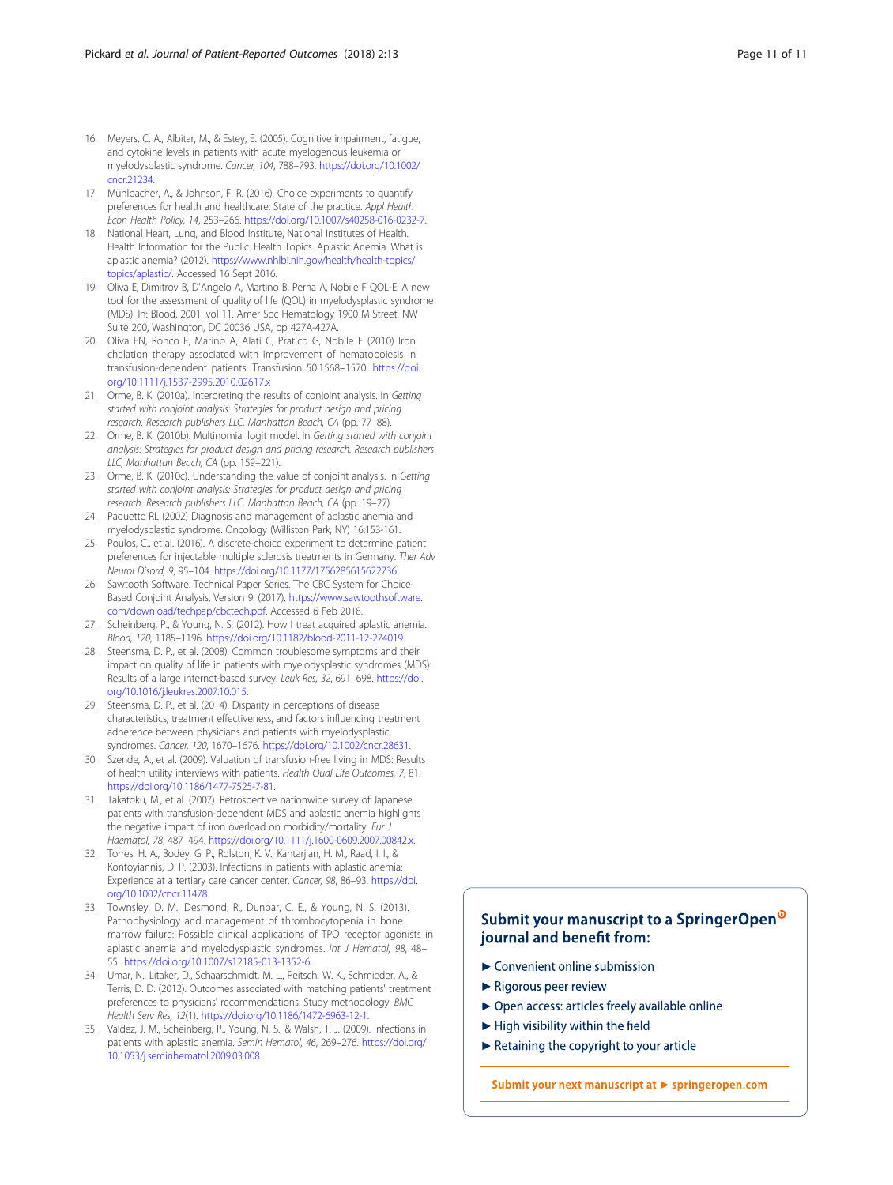16. Meyers, C. A., Albitar, M., & Estey, E. (2005). Cognitive impairment, fatigue, and cytokine levels in patients with acute myelogenous leukemia or myelodysplastic syndrome. *Cancer, 104*, 788–793. https://doi.org/10.1002/cncr.21234.
17. Mühlbacher, A., & Johnson, F. R. (2016). Choice experiments to quantify preferences for health and healthcare: State of the practice. *Appl Health Econ Health Policy, 14*, 253–266. https://doi.org/10.1007/s40258-016-0232-7.
18. National Heart, Lung, and Blood Institute, National Institutes of Health. Health Information for the Public. Health Topics. Aplastic Anemia. What is aplastic anemia? (2012). https://www.nhlbi.nih.gov/health/health-topics/topics/aplastic/. Accessed 16 Sept 2016.
19. Oliva E, Dimitrov B, D'Angelo A, Martino B, Perna A, Nobile F QOL-E: A new tool for the assessment of quality of life (QOL) in myelodysplastic syndrome (MDS). In: Blood, 2001. vol 11. Amer Soc Hematology 1900 M Street. NW Suite 200, Washington, DC 20036 USA, pp 427A-427A.
20. Oliva EN, Ronco F, Marino A, Alati C, Pratico G, Nobile F (2010) Iron chelation therapy associated with improvement of hematopoiesis in transfusion-dependent patients. Transfusion 50:1568–1570. https://doi.org/10.1111/j.1537-2995.2010.02617.x
21. Orme, B. K. (2010a). Interpreting the results of conjoint analysis. In *Getting started with conjoint analysis: Strategies for product design and pricing research. Research publishers LLC, Manhattan Beach, CA* (pp. 77–88).
22. Orme, B. K. (2010b). Multinomial logit model. In *Getting started with conjoint analysis: Strategies for product design and pricing research. Research publishers LLC, Manhattan Beach, CA* (pp. 159–221).
23. Orme, B. K. (2010c). Understanding the value of conjoint analysis. In *Getting started with conjoint analysis: Strategies for product design and pricing research. Research publishers LLC, Manhattan Beach, CA* (pp. 19–27).
24. Paquette RL (2002) Diagnosis and management of aplastic anemia and myelodysplastic syndrome. Oncology (Williston Park, NY) 16:153-161.
25. Poulos, C., et al. (2016). A discrete-choice experiment to determine patient preferences for injectable multiple sclerosis treatments in Germany. *Ther Adv Neurol Disord, 9*, 95–104. https://doi.org/10.1177/1756285615622736.
26. Sawtooth Software. Technical Paper Series. The CBC System for Choice-Based Conjoint Analysis, Version 9. (2017). https://www.sawtoothsoftware.com/download/techpap/cbctech.pdf. Accessed 6 Feb 2018.
27. Scheinberg, P., & Young, N. S. (2012). How I treat acquired aplastic anemia. *Blood, 120*, 1185–1196. https://doi.org/10.1182/blood-2011-12-274019.
28. Steensma, D. P., et al. (2008). Common troublesome symptoms and their impact on quality of life in patients with myelodysplastic syndromes (MDS): Results of a large internet-based survey. *Leuk Res, 32*, 691–698. https://doi.org/10.1016/j.leukres.2007.10.015.
29. Steensma, D. P., et al. (2014). Disparity in perceptions of disease characteristics, treatment effectiveness, and factors influencing treatment adherence between physicians and patients with myelodysplastic syndromes. *Cancer, 120*, 1670–1676. https://doi.org/10.1002/cncr.28631.
30. Szende, A., et al. (2009). Valuation of transfusion-free living in MDS: Results of health utility interviews with patients. *Health Qual Life Outcomes, 7*, 81. https://doi.org/10.1186/1477-7525-7-81.
31. Takatoku, M., et al. (2007). Retrospective nationwide survey of Japanese patients with transfusion-dependent MDS and aplastic anemia highlights the negative impact of iron overload on morbidity/mortality. *Eur J Haematol, 78*, 487–494. https://doi.org/10.1111/j.1600-0609.2007.00842.x.
32. Torres, H. A., Bodey, G. P., Rolston, K. V., Kantarjian, H. M., Raad, I. I., & Kontoyiannis, D. P. (2003). Infections in patients with aplastic anemia: Experience at a tertiary care cancer center. *Cancer, 98*, 86–93. https://doi.org/10.1002/cncr.11478.
33. Townsley, D. M., Desmond, R., Dunbar, C. E., & Young, N. S. (2013). Pathophysiology and management of thrombocytopenia in bone marrow failure: Possible clinical applications of TPO receptor agonists in aplastic anemia and myelodysplastic syndromes. *Int J Hematol, 98*, 48–55. https://doi.org/10.1007/s12185-013-1352-6.
34. Umar, N., Litaker, D., Schaarschmidt, M. L., Peitsch, W. K., Schmieder, A., & Terris, D. D. (2012). Outcomes associated with matching patients' treatment preferences to physicians' recommendations: Study methodology. *BMC Health Serv Res, 12*(1). https://doi.org/10.1186/1472-6963-12-1.
35. Valdez, J. M., Scheinberg, P., Young, N. S., & Walsh, T. J. (2009). Infections in patients with aplastic anemia. *Semin Hematol, 46*, 269–276. https://doi.org/10.1053/j.seminhematol.2009.03.008.

**Submit your manuscript to a SpringerOpen journal and benefit from:**

- ► Convenient online submission
- ► Rigorous peer review
- ► Open access: articles freely available online
- ► High visibility within the field
- ► Retaining the copyright to your article

**Submit your next manuscript at ► springeropen.com**